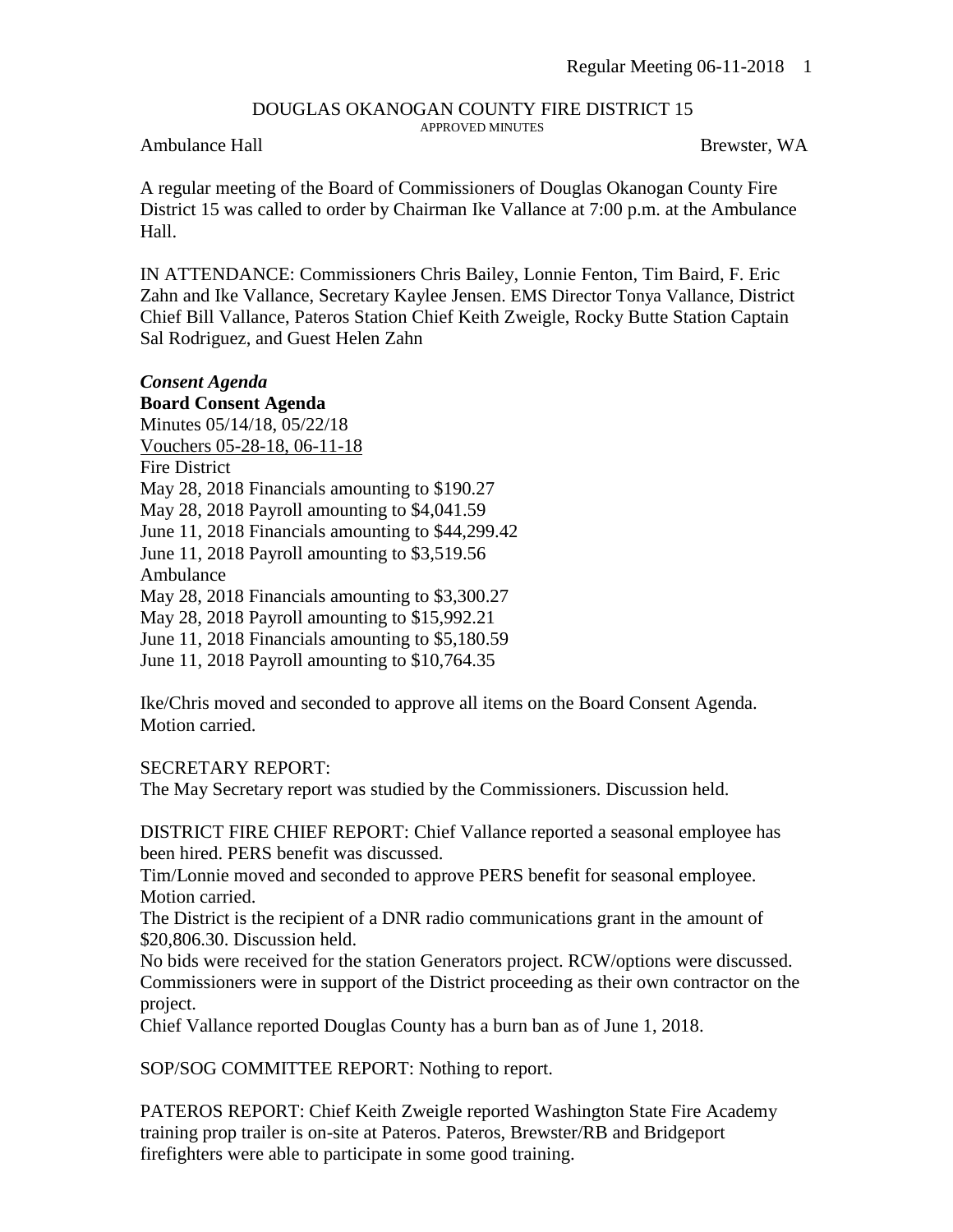# DOUGLAS OKANOGAN COUNTY FIRE DISTRICT 15

APPROVED MINUTES

Ambulance Hall Brewster, WA

A regular meeting of the Board of Commissioners of Douglas Okanogan County Fire District 15 was called to order by Chairman Ike Vallance at 7:00 p.m. at the Ambulance Hall.

IN ATTENDANCE: Commissioners Chris Bailey, Lonnie Fenton, Tim Baird, F. Eric Zahn and Ike Vallance, Secretary Kaylee Jensen. EMS Director Tonya Vallance, District Chief Bill Vallance, Pateros Station Chief Keith Zweigle, Rocky Butte Station Captain Sal Rodriguez, and Guest Helen Zahn

***Consent Agenda***

**Board Consent Agenda**

Minutes 05/14/18, 05/22/18

<u>Vouchers 05-28-18, 06-11-18</u>

Fire District

May 28, 2018 Financials amounting to $190.27

May 28, 2018 Payroll amounting to $4,041.59

June 11, 2018 Financials amounting to $44,299.42

June 11, 2018 Payroll amounting to $3,519.56

Ambulance

May 28, 2018 Financials amounting to $3,300.27

May 28, 2018 Payroll amounting to $15,992.21

June 11, 2018 Financials amounting to $5,180.59

June 11, 2018 Payroll amounting to $10,764.35

Ike/Chris moved and seconded to approve all items on the Board Consent Agenda. Motion carried.

SECRETARY REPORT:

The May Secretary report was studied by the Commissioners. Discussion held.

DISTRICT FIRE CHIEF REPORT: Chief Vallance reported a seasonal employee has been hired. PERS benefit was discussed.

Tim/Lonnie moved and seconded to approve PERS benefit for seasonal employee. Motion carried.

The District is the recipient of a DNR radio communications grant in the amount of $20,806.30. Discussion held.

No bids were received for the station Generators project. RCW/options were discussed. Commissioners were in support of the District proceeding as their own contractor on the project.

Chief Vallance reported Douglas County has a burn ban as of June 1, 2018.

SOP/SOG COMMITTEE REPORT: Nothing to report.

PATEROS REPORT: Chief Keith Zweigle reported Washington State Fire Academy training prop trailer is on-site at Pateros. Pateros, Brewster/RB and Bridgeport firefighters were able to participate in some good training.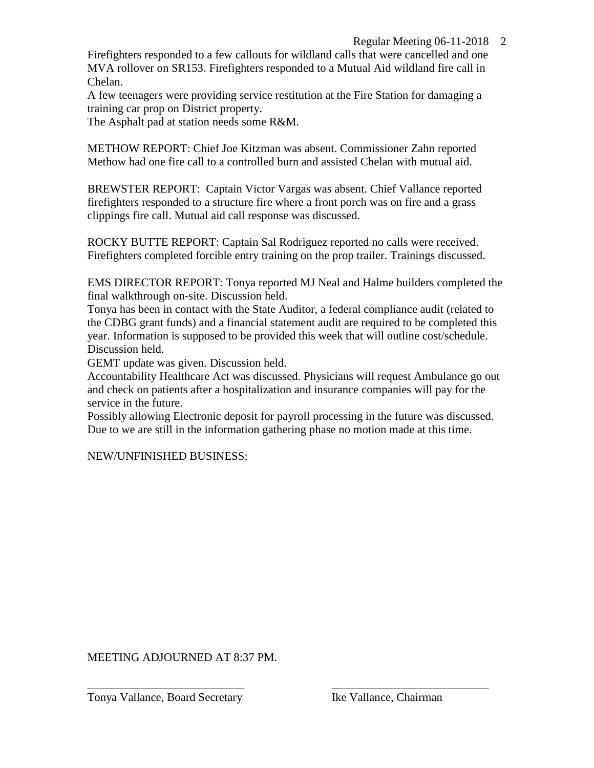Firefighters responded to a few callouts for wildland calls that were cancelled and one MVA rollover on SR153. Firefighters responded to a Mutual Aid wildland fire call in Chelan.
A few teenagers were providing service restitution at the Fire Station for damaging a training car prop on District property.
The Asphalt pad at station needs some R&M.

METHOW REPORT: Chief Joe Kitzman was absent. Commissioner Zahn reported Methow had one fire call to a controlled burn and assisted Chelan with mutual aid.

BREWSTER REPORT: Captain Victor Vargas was absent. Chief Vallance reported firefighters responded to a structure fire where a front porch was on fire and a grass clippings fire call. Mutual aid call response was discussed.

ROCKY BUTTE REPORT: Captain Sal Rodriguez reported no calls were received. Firefighters completed forcible entry training on the prop trailer. Trainings discussed.

EMS DIRECTOR REPORT: Tonya reported MJ Neal and Halme builders completed the final walkthrough on-site. Discussion held.
Tonya has been in contact with the State Auditor, a federal compliance audit (related to the CDBG grant funds) and a financial statement audit are required to be completed this year. Information is supposed to be provided this week that will outline cost/schedule. Discussion held.
GEMT update was given. Discussion held.
Accountability Healthcare Act was discussed. Physicians will request Ambulance go out and check on patients after a hospitalization and insurance companies will pay for the service in the future.
Possibly allowing Electronic deposit for payroll processing in the future was discussed. Due to we are still in the information gathering phase no motion made at this time.

NEW/UNFINISHED BUSINESS:

MEETING ADJOURNED AT 8:37 PM.

\_\_\_\_\_\_\_\_\_\_\_\_\_\_\_\_\_\_\_\_\_\_\_\_\_\_\_ \_\_\_\_\_\_\_\_\_\_\_\_\_\_\_\_\_\_\_\_\_\_\_\_\_\_\_

Tonya Vallance, Board Secretary Ike Vallance, Chairman